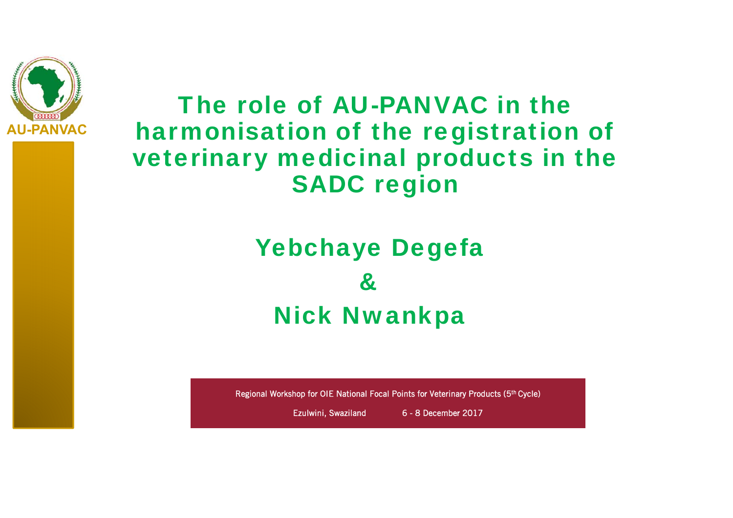AU-PANVAC

# The role of AU-PANVAC in the harmonisation of the registration of veterinary medicinal products in the SADC region

## Yebchaye Degefa

## &

## Nick Nwankpa

Regional Workshop for OIE National Focal Points for Veterinary Products (5th Cycle)

Ezulwini, Swaziland 6 - 8 December 2017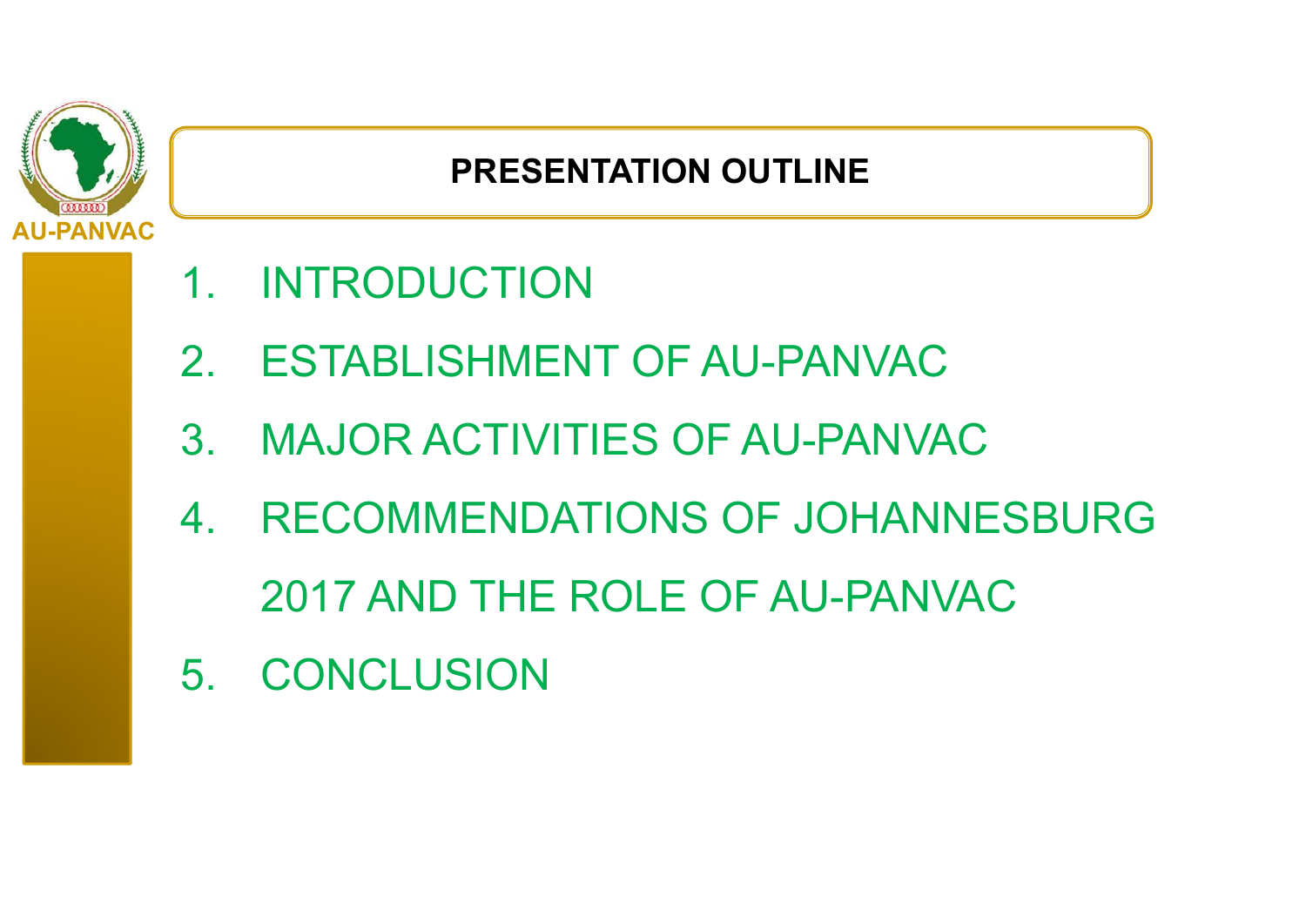AU-PANVAC

# PRESENTATION OUTLINE

1. INTRODUCTION
2. ESTABLISHMENT OF AU-PANVAC
3. MAJOR ACTIVITIES OF AU-PANVAC
4. RECOMMENDATIONS OF JOHANNESBURG 2017 AND THE ROLE OF AU-PANVAC
5. CONCLUSION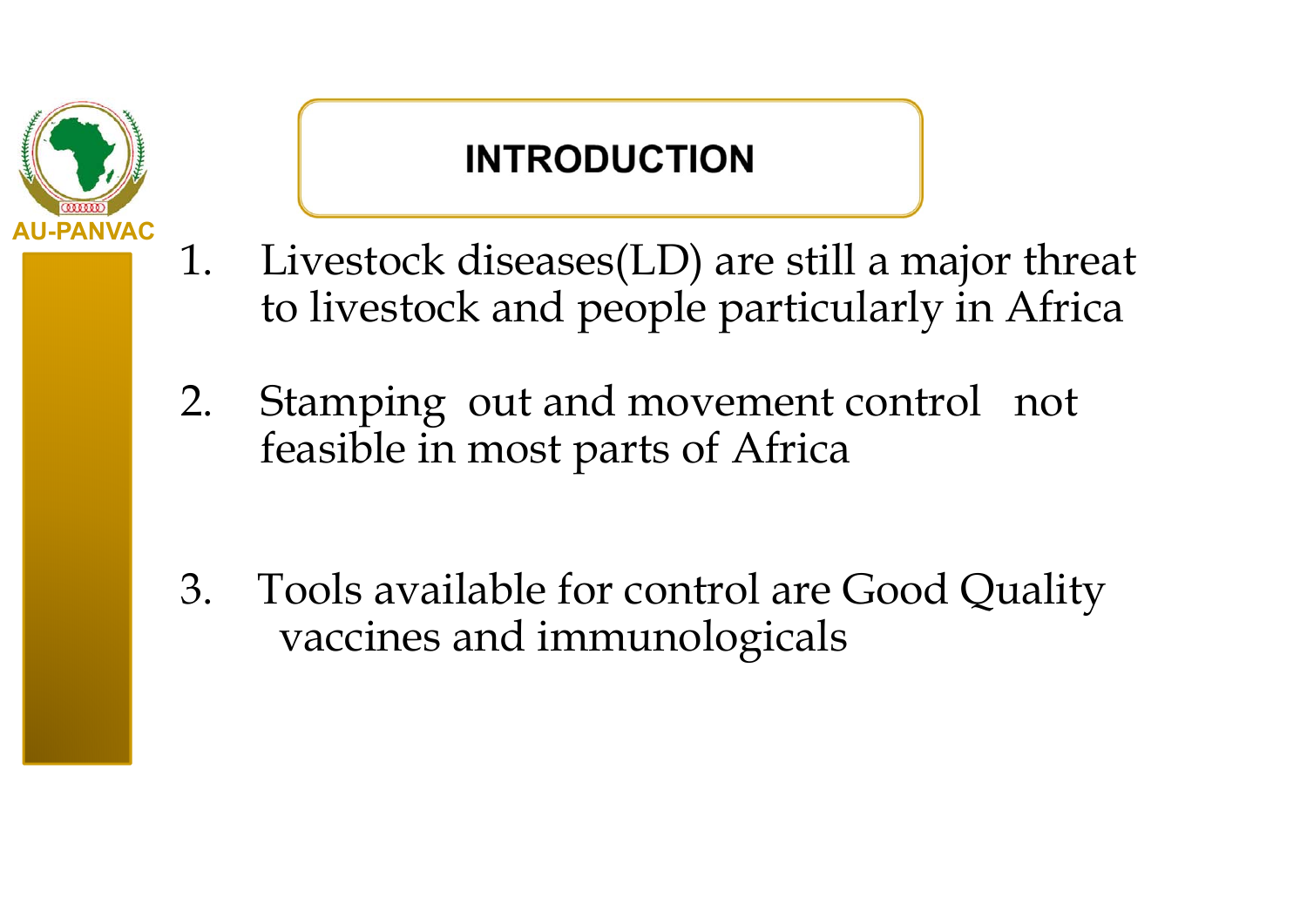# INTRODUCTION

1. Livestock diseases(LD) are still a major threat to livestock and people particularly in Africa

2. Stamping out and movement control not feasible in most parts of Africa

3. Tools available for control are Good Quality vaccines and immunologicals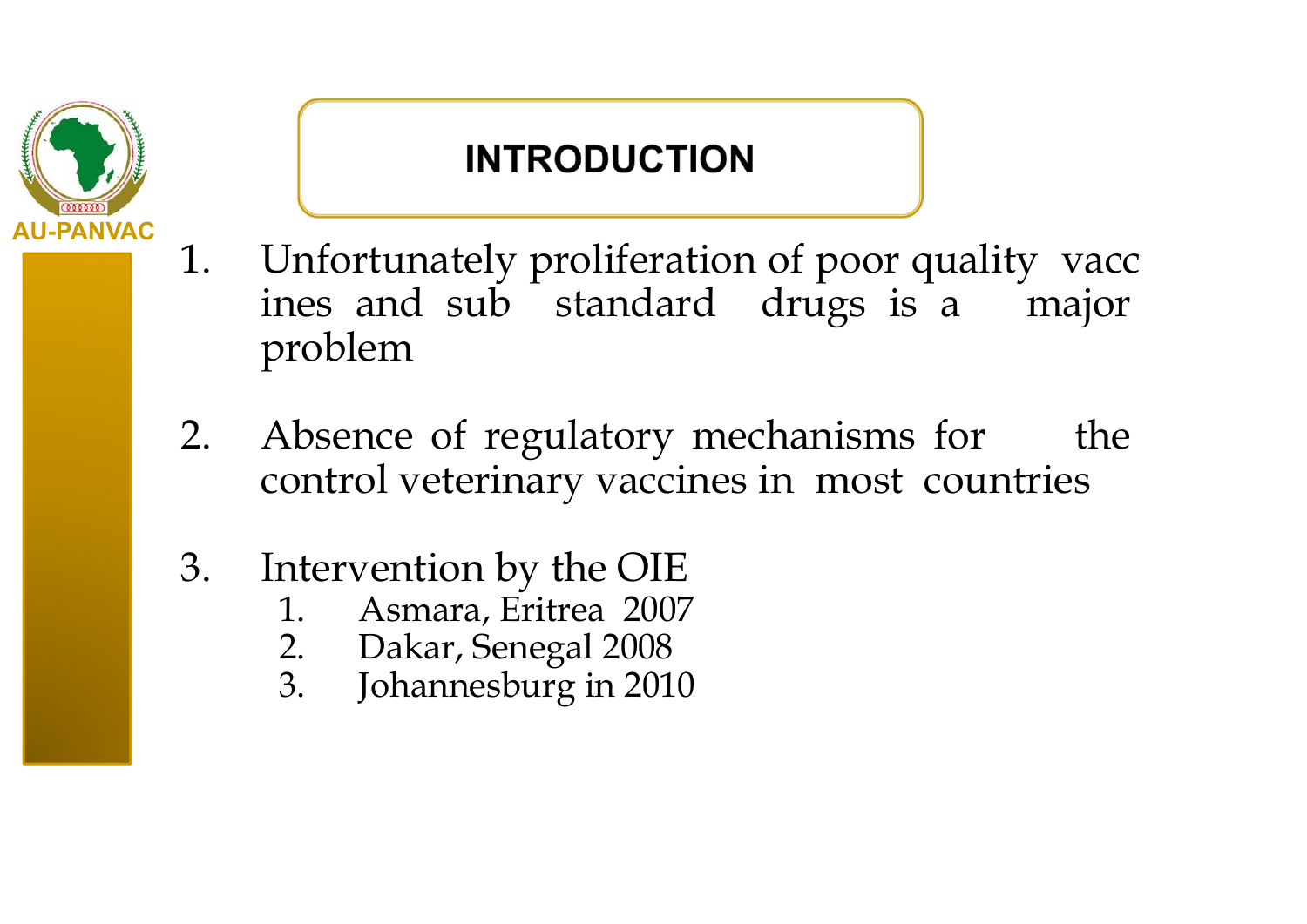AU-PANVAC

# INTRODUCTION

1. Unfortunately proliferation of poor quality vaccines and sub standard drugs is a major problem

2. Absence of regulatory mechanisms for the control veterinary vaccines in most countries

3. Intervention by the OIE
   1. Asmara, Eritrea 2007
   2. Dakar, Senegal 2008
   3. Johannesburg in 2010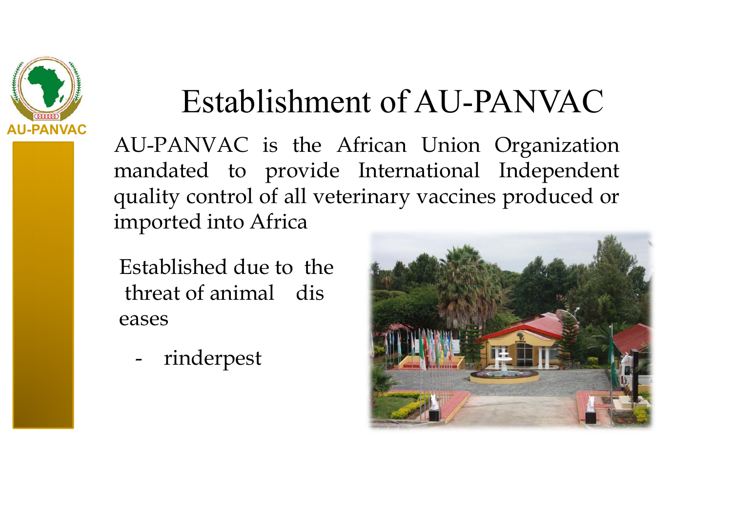AU-PANVAC

# Establishment of AU-PANVAC

AU-PANVAC is the African Union Organization mandated to provide International Independent quality control of all veterinary vaccines produced or imported into Africa

Established due to the threat of animal diseases

- rinderpest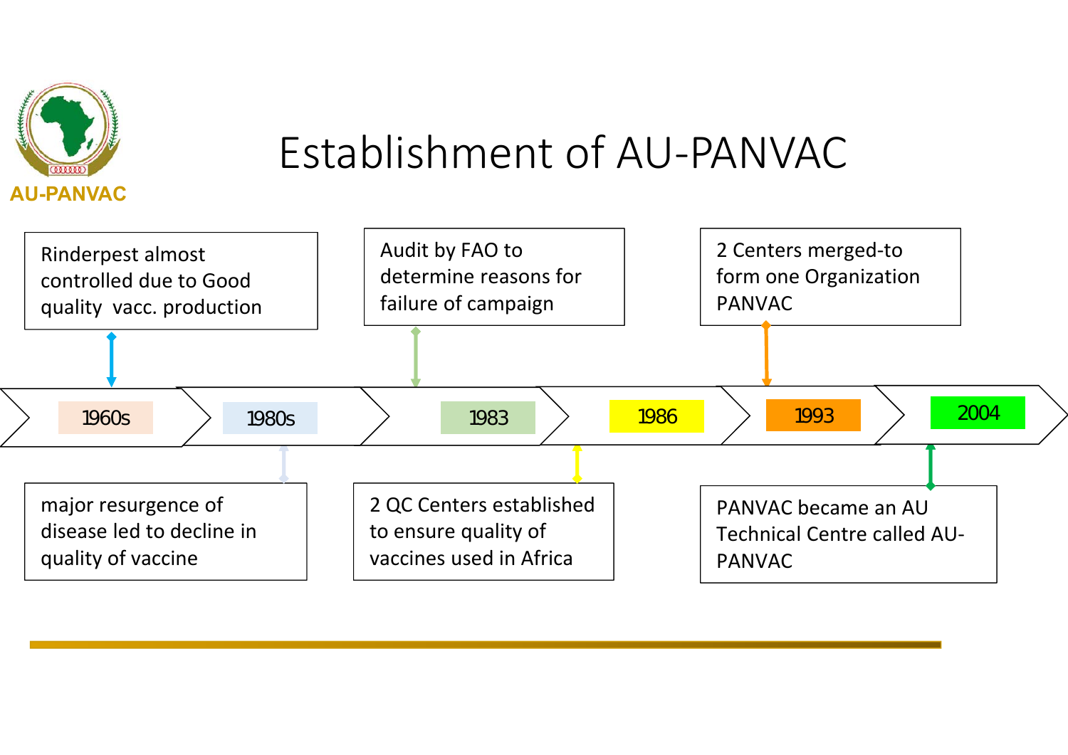# Establishment of AU-PANVAC

- **1960s**: Rinderpest almost controlled due to Good quality vacc. production
- **1980s**: major resurgence of disease led to decline in quality of vaccine
- **1983**: Audit by FAO to determine reasons for failure of campaign
- **1986**: 2 QC Centers established to ensure quality of vaccines used in Africa
- **1993**: 2 Centers merged-to form one Organization PANVAC
- **2004**: PANVAC became an AU Technical Centre called AU-PANVAC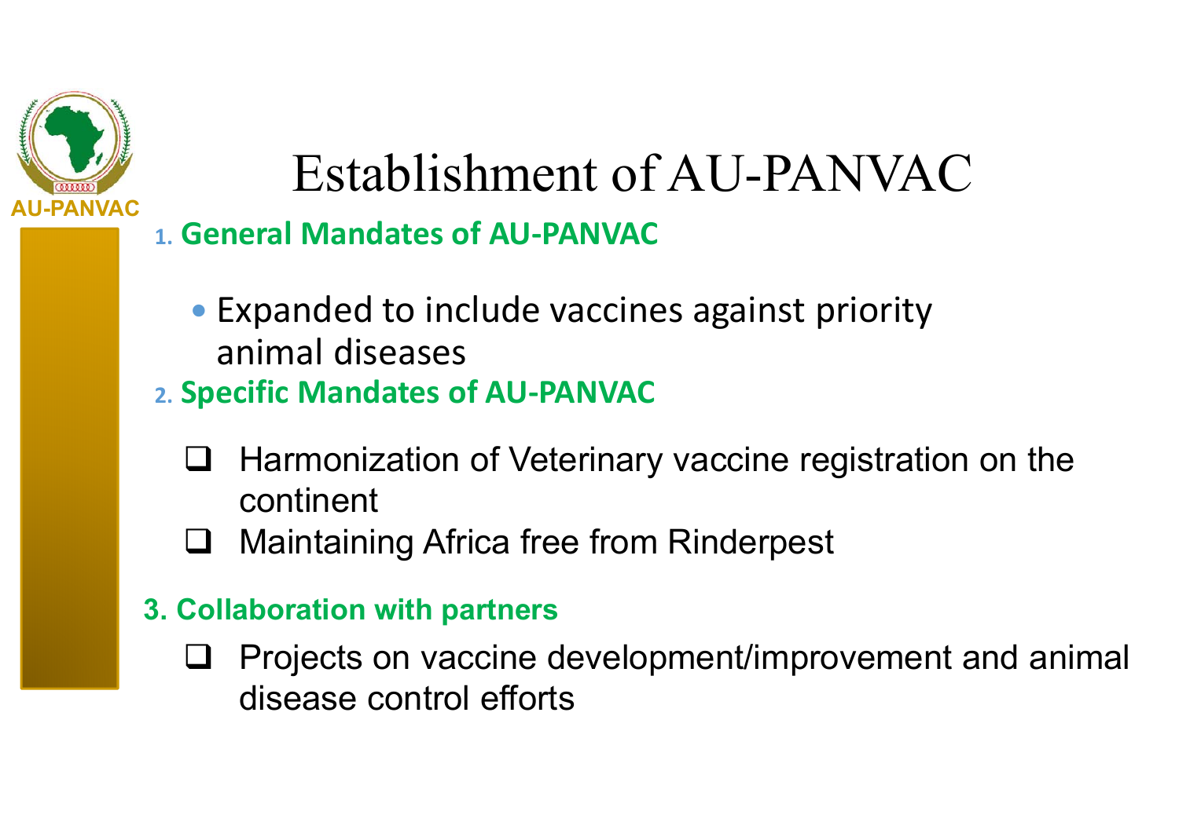AU-PANVAC

# Establishment of AU-PANVAC

1. **General Mandates of AU-PANVAC**

   - Expanded to include vaccines against priority animal diseases

2. **Specific Mandates of AU-PANVAC**

   - Harmonization of Veterinary vaccine registration on the continent
   - Maintaining Africa free from Rinderpest

3. **Collaboration with partners**

   - Projects on vaccine development/improvement and animal disease control efforts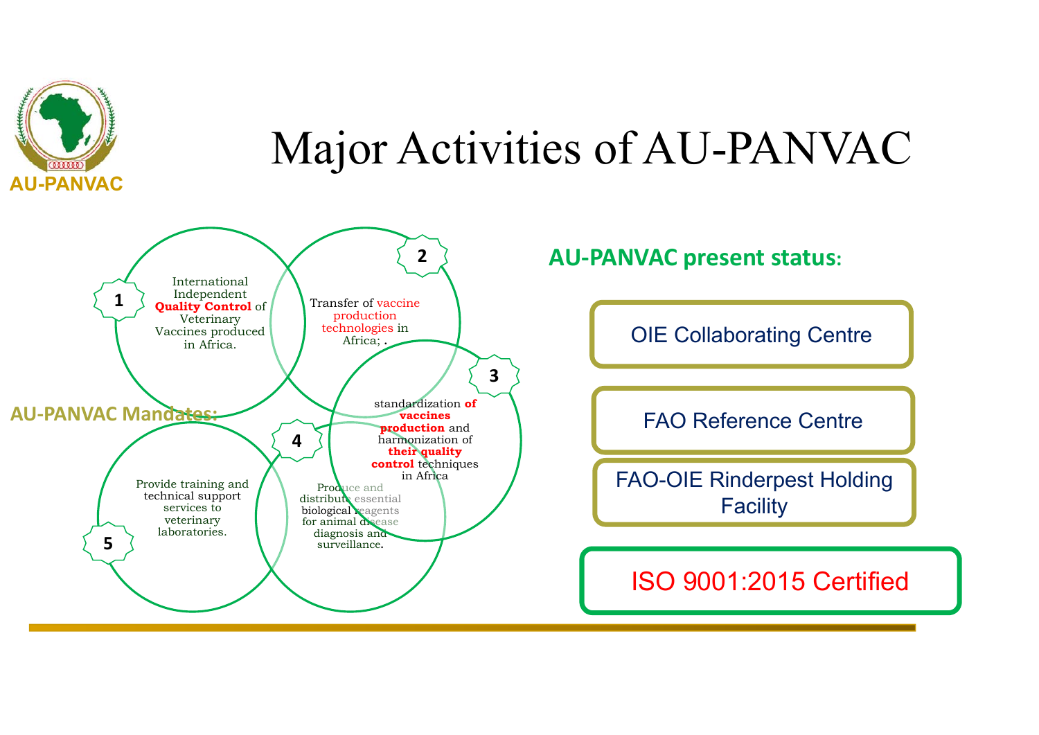AU-PANVAC

# Major Activities of AU-PANVAC

**AU-PANVAC Mandates:**

1. International Independent **Quality Control** of Veterinary Vaccines produced in Africa.
2. Transfer of vaccine production technologies in Africa; .
3. standardization **of vaccines production** and harmonization of **their quality control** techniques in Africa
4. Produce and distribute essential biological reagents for animal disease diagnosis and surveillance.
5. Provide training and technical support services to veterinary laboratories.

**AU-PANVAC present status:**

- OIE Collaborating Centre
- FAO Reference Centre
- FAO-OIE Rinderpest Holding Facility
- ISO 9001:2015 Certified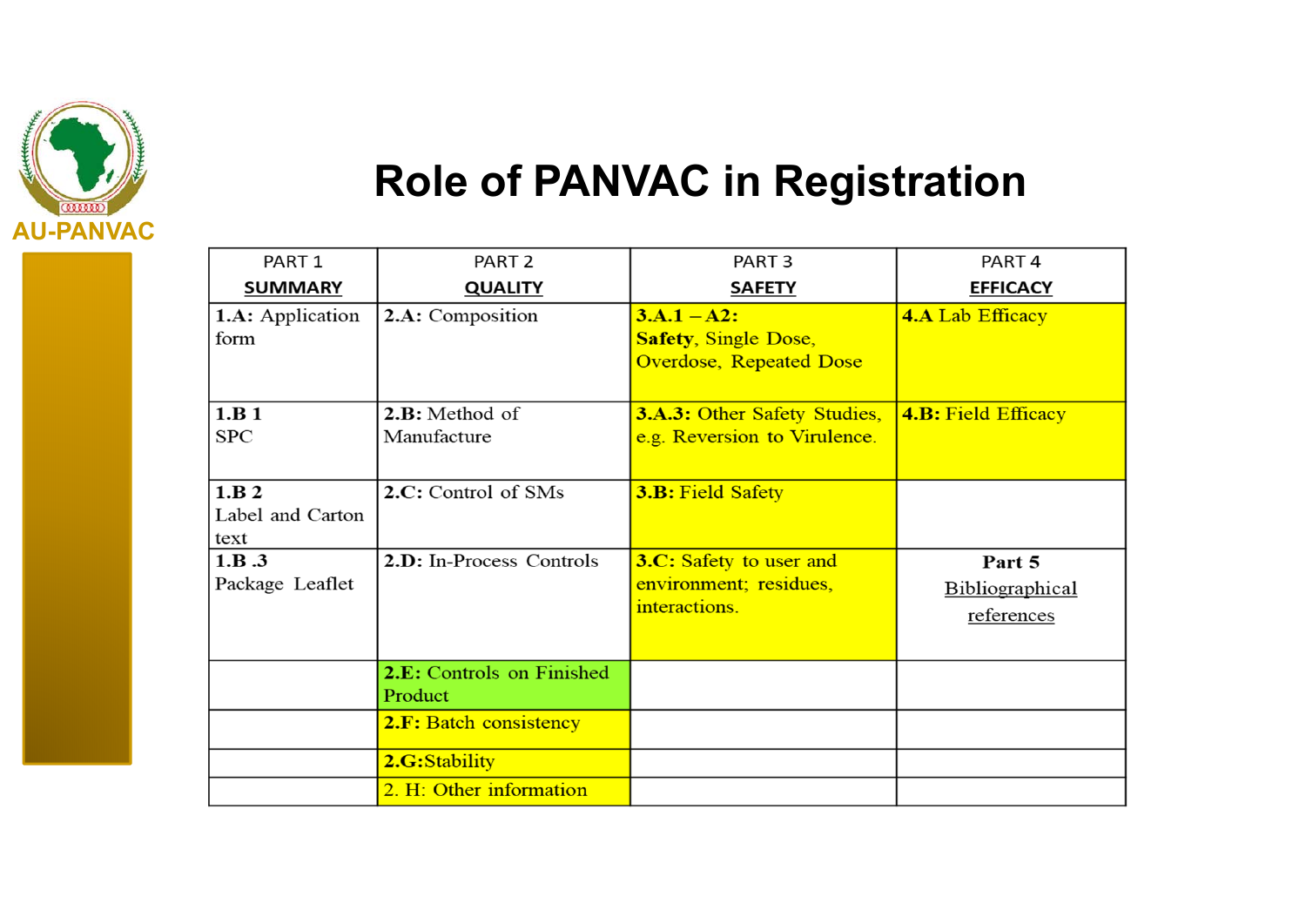AU-PANVAC

# Role of PANVAC in Registration

| PART 1 **SUMMARY** | PART 2 **QUALITY** | PART 3 **SAFETY** | PART 4 **EFFICACY** |
|---|---|---|---|
| **1.A:** Application form | **2.A:** Composition | **3.A.1 – A2:** **Safety**, Single Dose, Overdose, Repeated Dose | **4.A** Lab Efficacy |
| **1.B 1** SPC | **2.B:** Method of Manufacture | **3.A.3:** Other Safety Studies, e.g. Reversion to Virulence. | **4.B:** Field Efficacy |
| **1.B 2** Label and Carton text | **2.C:** Control of SMs | **3.B:** Field Safety | |
| **1.B .3** Package Leaflet | **2.D:** In-Process Controls | **3.C:** Safety to user and environment; residues, interactions. | **Part 5** Bibliographical references |
| | **2.E:** Controls on Finished Product | | |
| | **2.F:** Batch consistency | | |
| | **2.G:**Stability | | |
| | 2. H: Other information | | |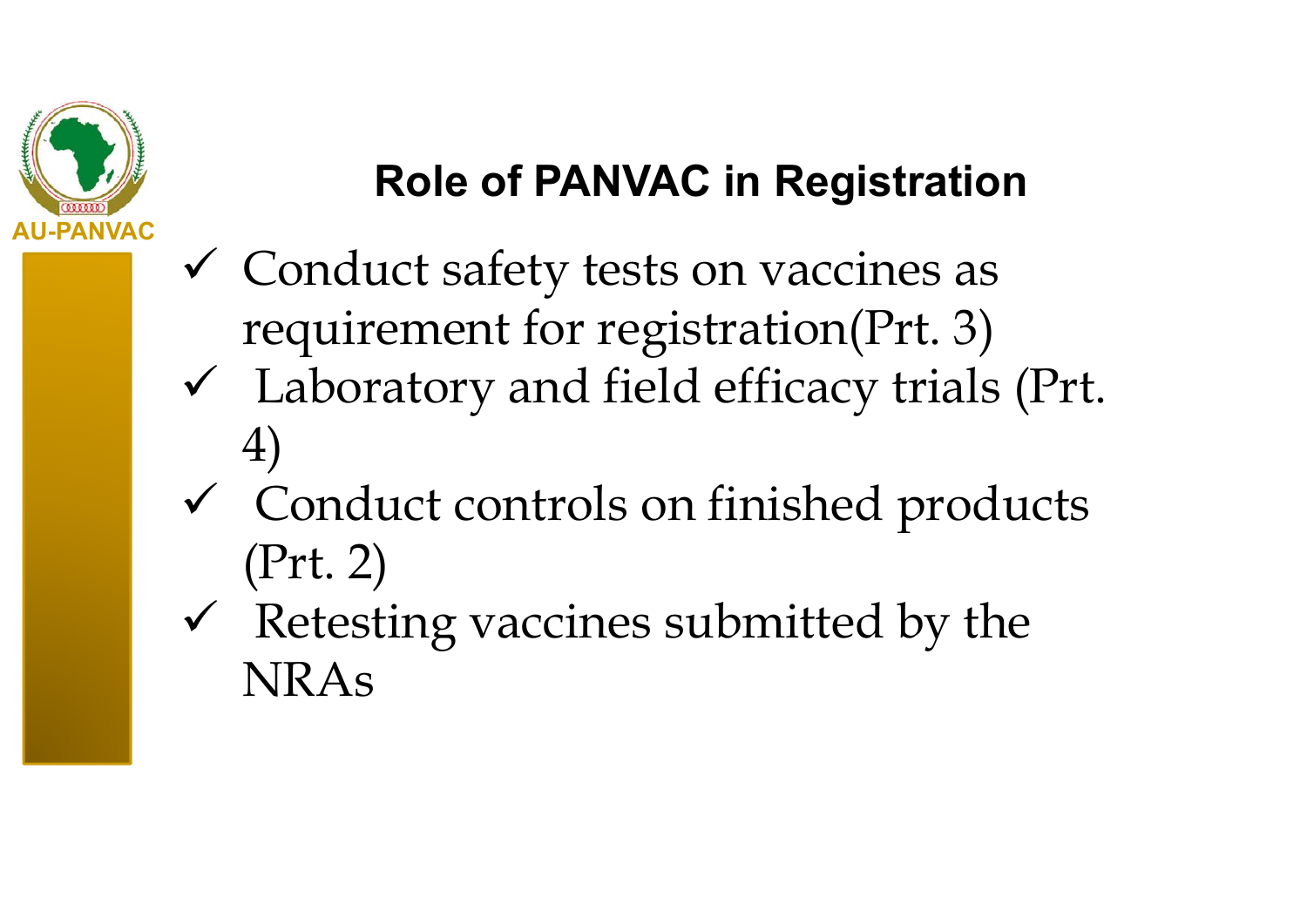AU-PANVAC

## Role of PANVAC in Registration

- ✓ Conduct safety tests on vaccines as requirement for registration(Prt. 3)
- ✓ Laboratory and field efficacy trials (Prt. 4)
- ✓ Conduct controls on finished products (Prt. 2)
- ✓ Retesting vaccines submitted by the NRAs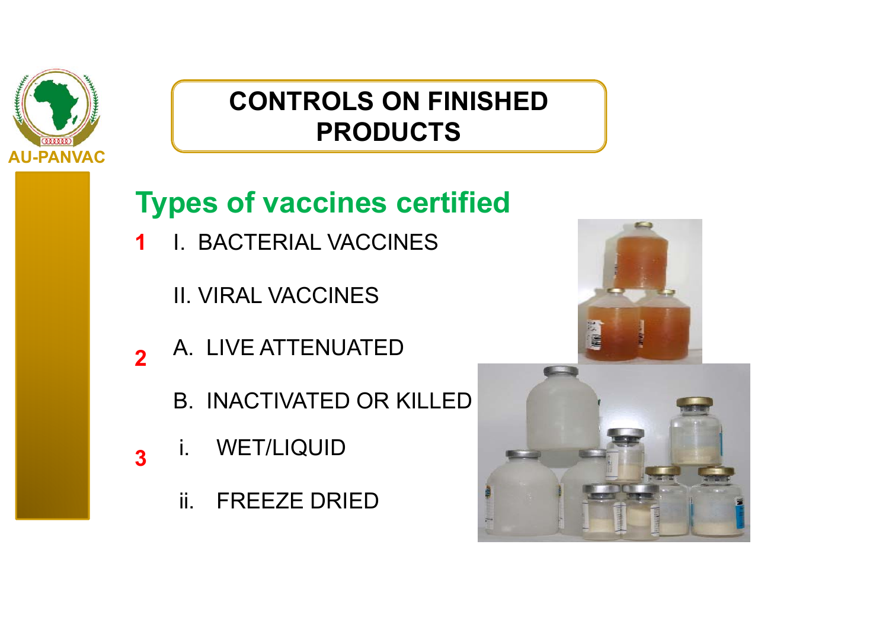# CONTROLS ON FINISHED PRODUCTS

## Types of vaccines certified

1 I. BACTERIAL VACCINES

II. VIRAL VACCINES

2 A. LIVE ATTENUATED

B. INACTIVATED OR KILLED

3 i. WET/LIQUID

ii. FREEZE DRIED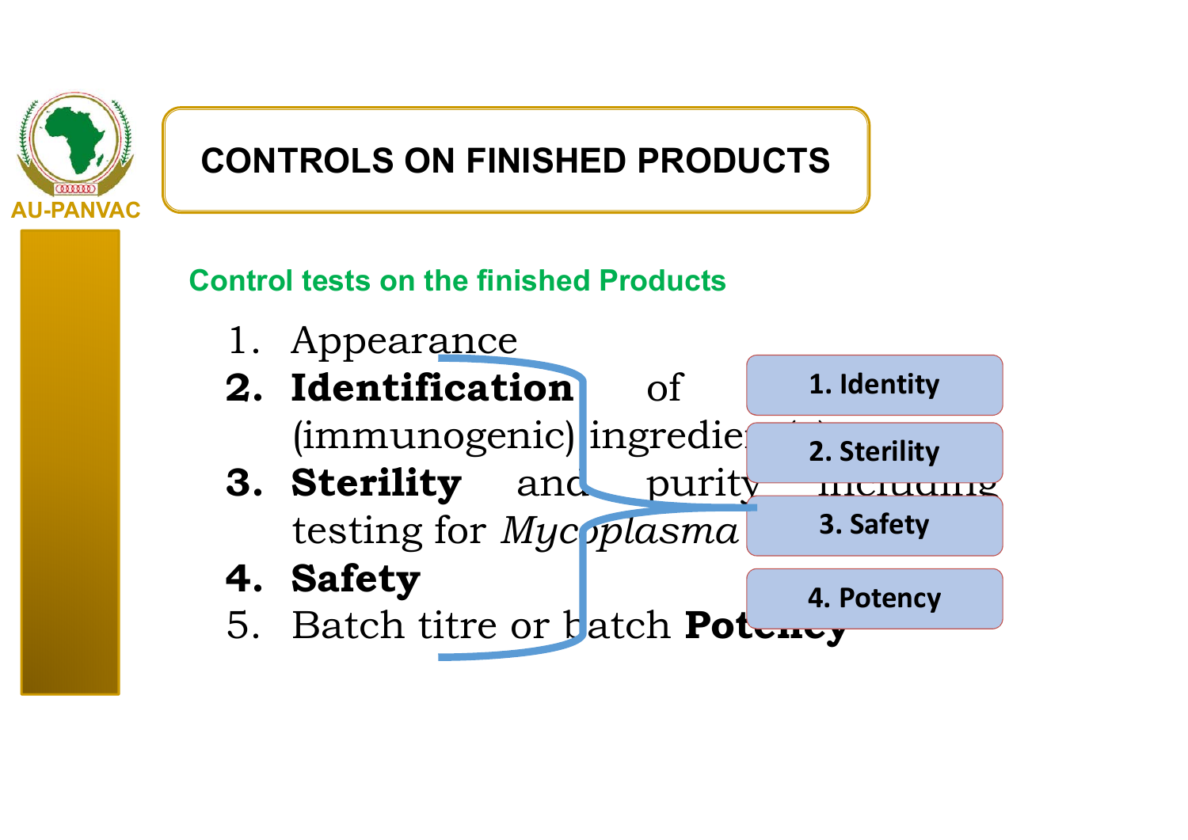# CONTROLS ON FINISHED PRODUCTS

**Control tests on the finished Products**

1. Appearance
2. **Identification** of (immunogenic) ingredient(s)
3. **Sterility** and purity including testing for *Mycoplasma*
4. **Safety**
5. Batch titre or batch **Potency**

1. Identity
2. Sterility
3. Safety
4. Potency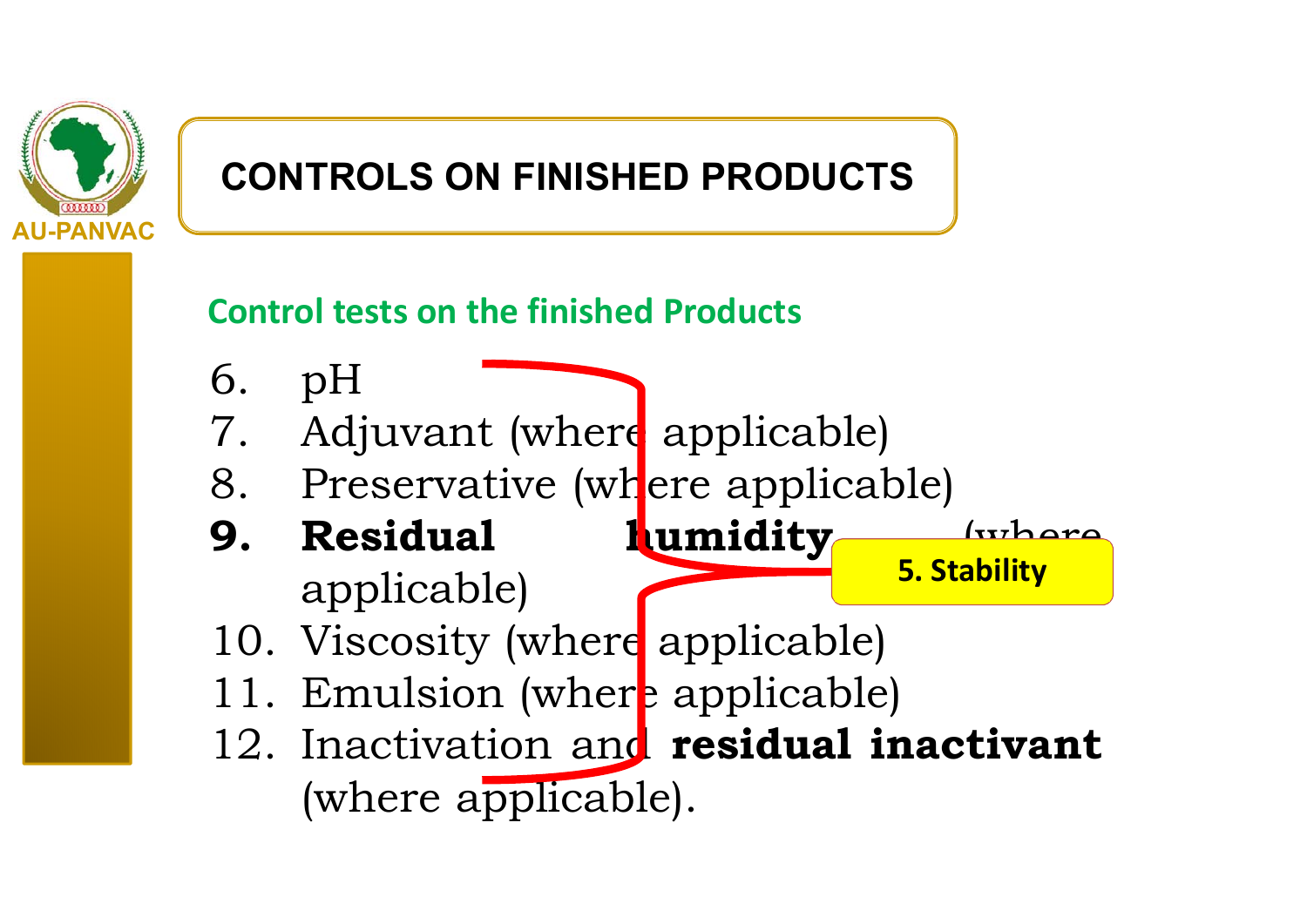# CONTROLS ON FINISHED PRODUCTS

## Control tests on the finished Products

6. pH
7. Adjuvant (where applicable)
8. Preservative (where applicable)
9. **Residual humidity** (where applicable)
10. Viscosity (where applicable)
11. Emulsion (where applicable)
12. Inactivation and **residual inactivant** (where applicable).

**5. Stability**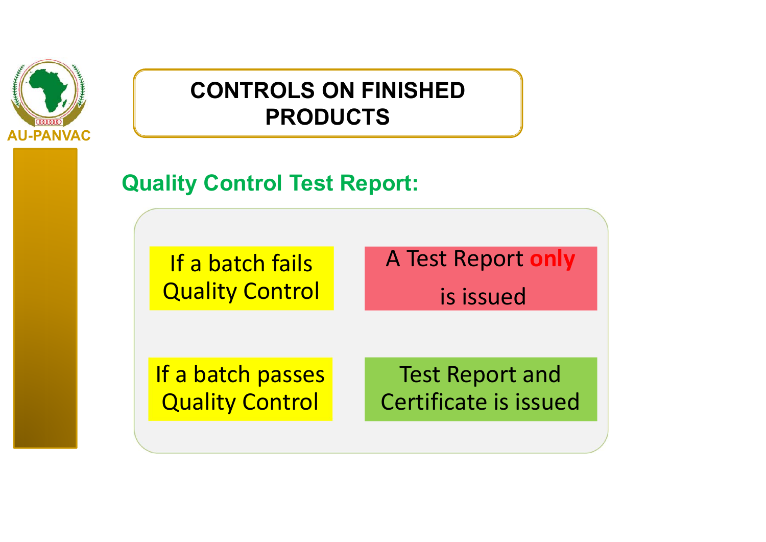AU-PANVAC

# CONTROLS ON FINISHED PRODUCTS

## Quality Control Test Report:

| | |
|---|---|
| If a batch fails Quality Control | A Test Report **only** is issued |
| If a batch passes Quality Control | Test Report and Certificate is issued |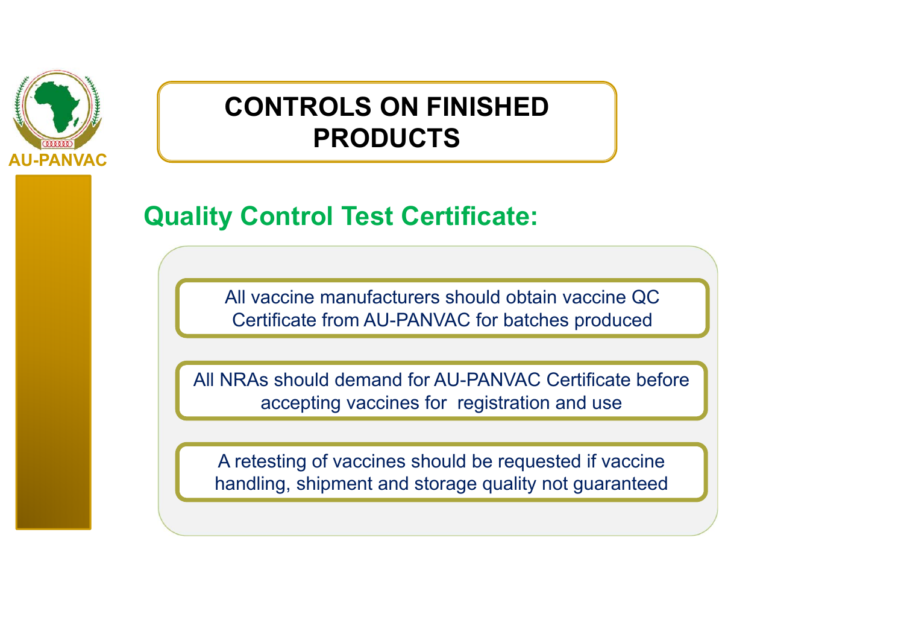AU-PANVAC

# CONTROLS ON FINISHED PRODUCTS

## Quality Control Test Certificate:

- All vaccine manufacturers should obtain vaccine QC Certificate from AU-PANVAC for batches produced
- All NRAs should demand for AU-PANVAC Certificate before accepting vaccines for registration and use
- A retesting of vaccines should be requested if vaccine handling, shipment and storage quality not guaranteed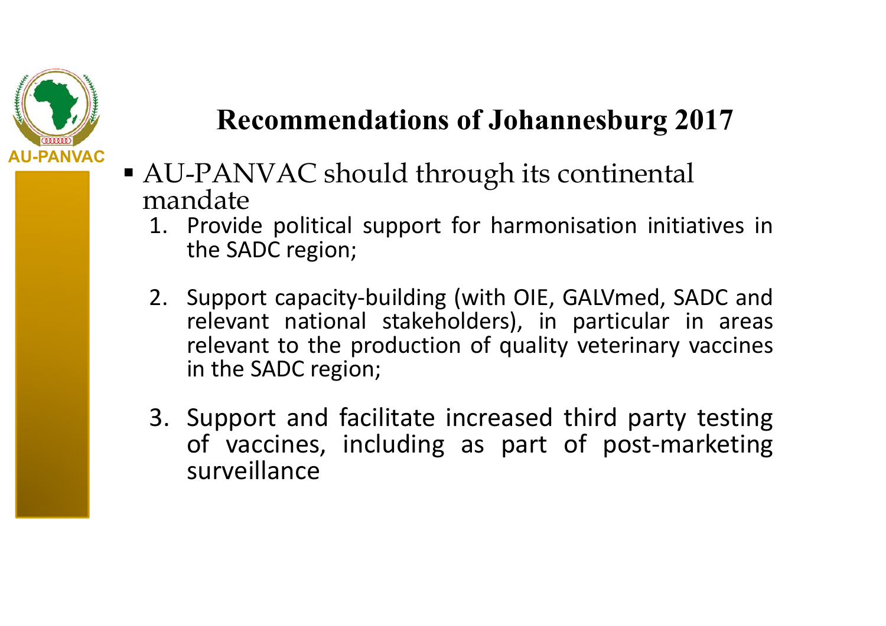## Recommendations of Johannesburg 2017

- AU-PANVAC should through its continental mandate
  1. Provide political support for harmonisation initiatives in the SADC region;
  2. Support capacity-building (with OIE, GALVmed, SADC and relevant national stakeholders), in particular in areas relevant to the production of quality veterinary vaccines in the SADC region;
  3. Support and facilitate increased third party testing of vaccines, including as part of post-marketing surveillance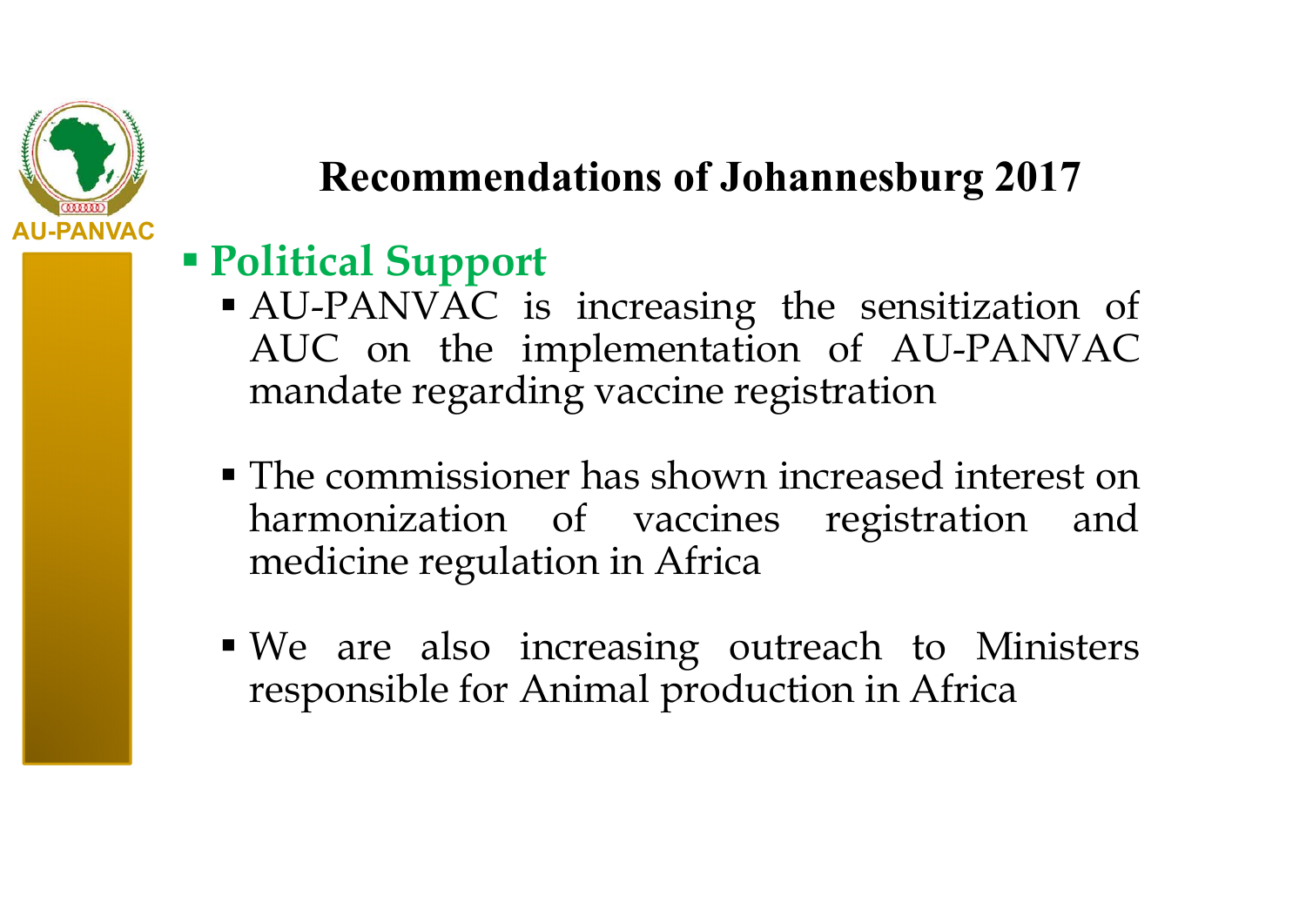## Recommendations of Johannesburg 2017

- **Political Support**
  - AU-PANVAC is increasing the sensitization of AUC on the implementation of AU-PANVAC mandate regarding vaccine registration
  - The commissioner has shown increased interest on harmonization of vaccines registration and medicine regulation in Africa
  - We are also increasing outreach to Ministers responsible for Animal production in Africa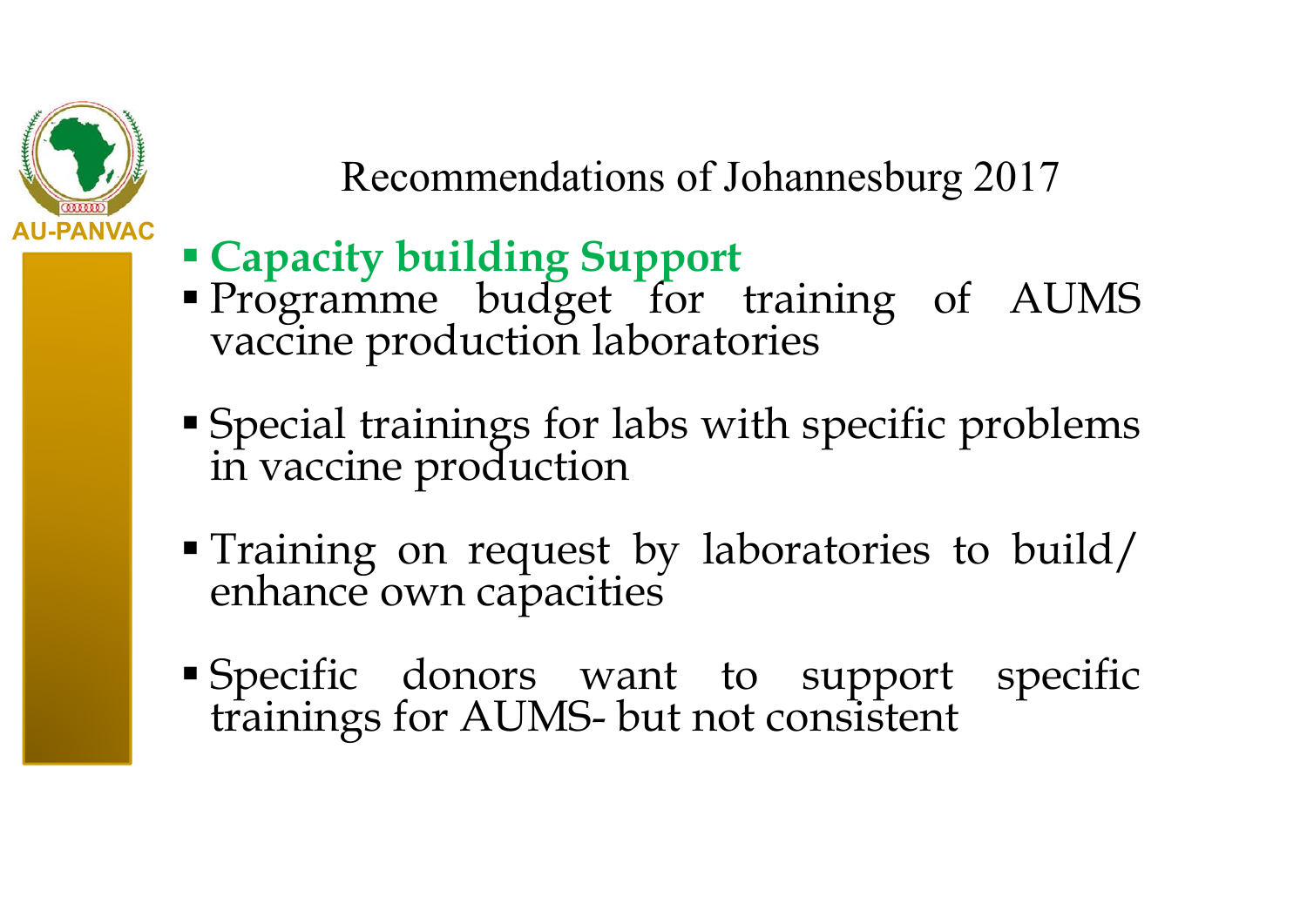# Recommendations of Johannesburg 2017

- **Capacity building Support**
- Programme budget for training of AUMS vaccine production laboratories
- Special trainings for labs with specific problems in vaccine production
- Training on request by laboratories to build/ enhance own capacities
- Specific donors want to support specific trainings for AUMS- but not consistent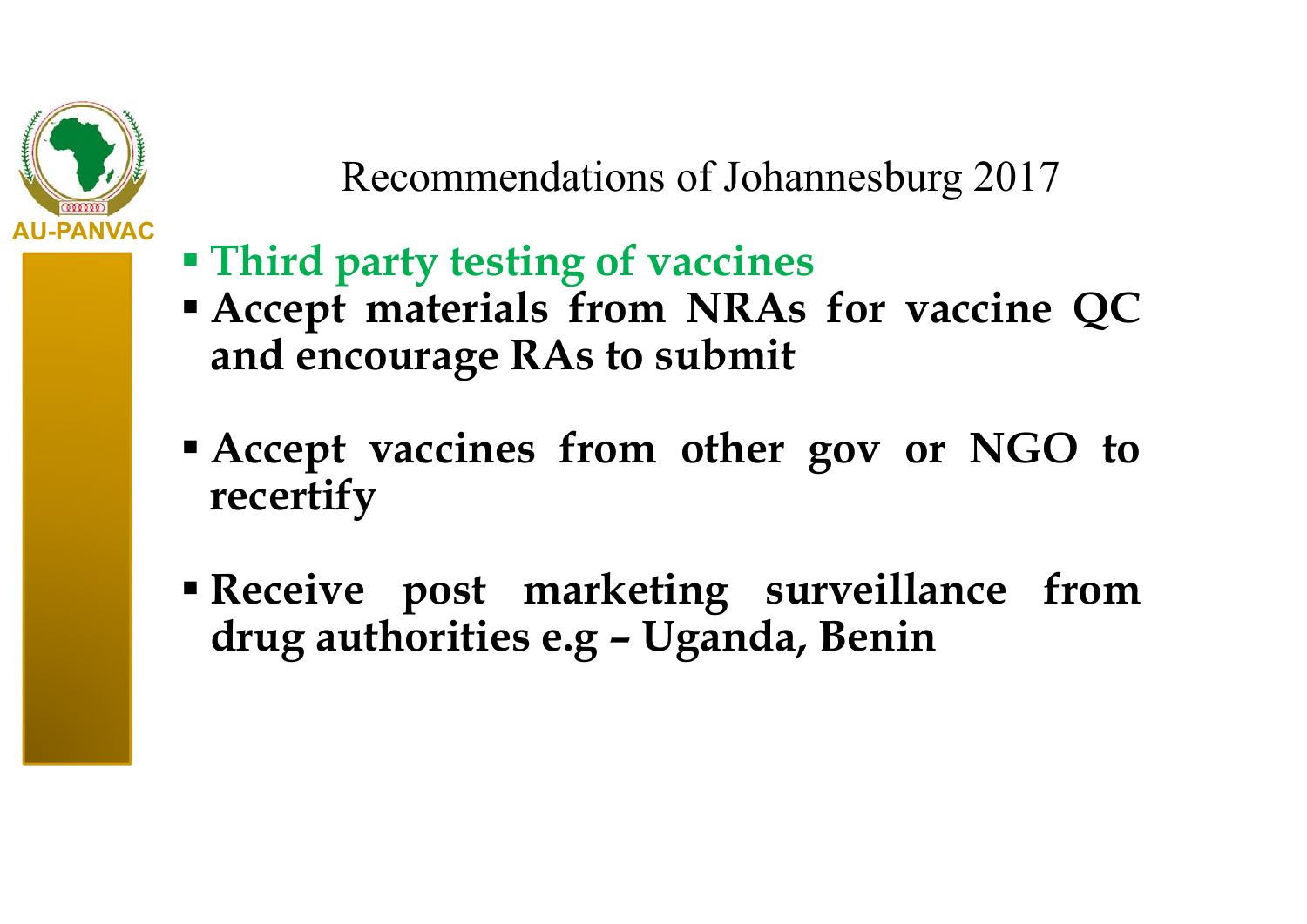AU-PANVAC

## Recommendations of Johannesburg 2017

- **Third party testing of vaccines**
- **Accept materials from NRAs for vaccine QC and encourage RAs to submit**
- **Accept vaccines from other gov or NGO to recertify**
- **Receive post marketing surveillance from drug authorities e.g – Uganda, Benin**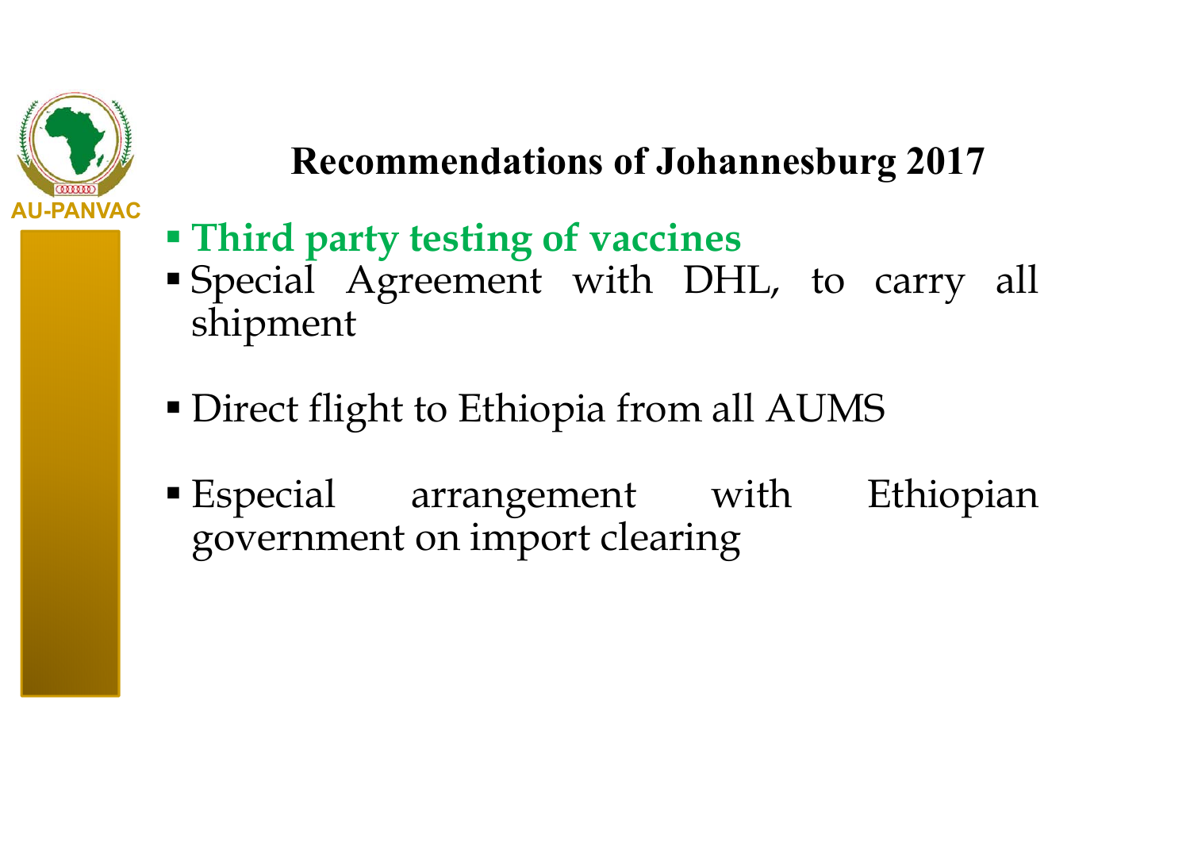AU-PANVAC

## Recommendations of Johannesburg 2017

- **Third party testing of vaccines**
- Special Agreement with DHL, to carry all shipment
- Direct flight to Ethiopia from all AUMS
- Especial arrangement with Ethiopian government on import clearing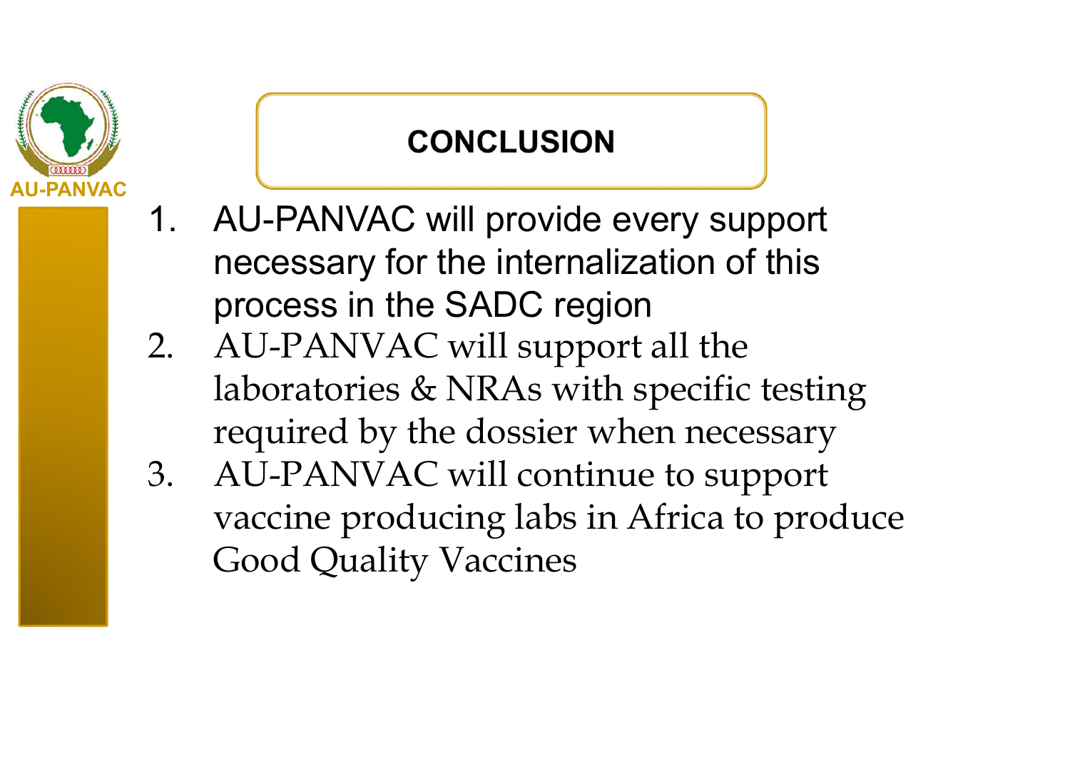AU-PANVAC

# CONCLUSION

1. AU-PANVAC will provide every support necessary for the internalization of this process in the SADC region
2. AU-PANVAC will support all the laboratories & NRAs with specific testing required by the dossier when necessary
3. AU-PANVAC will continue to support vaccine producing labs in Africa to produce Good Quality Vaccines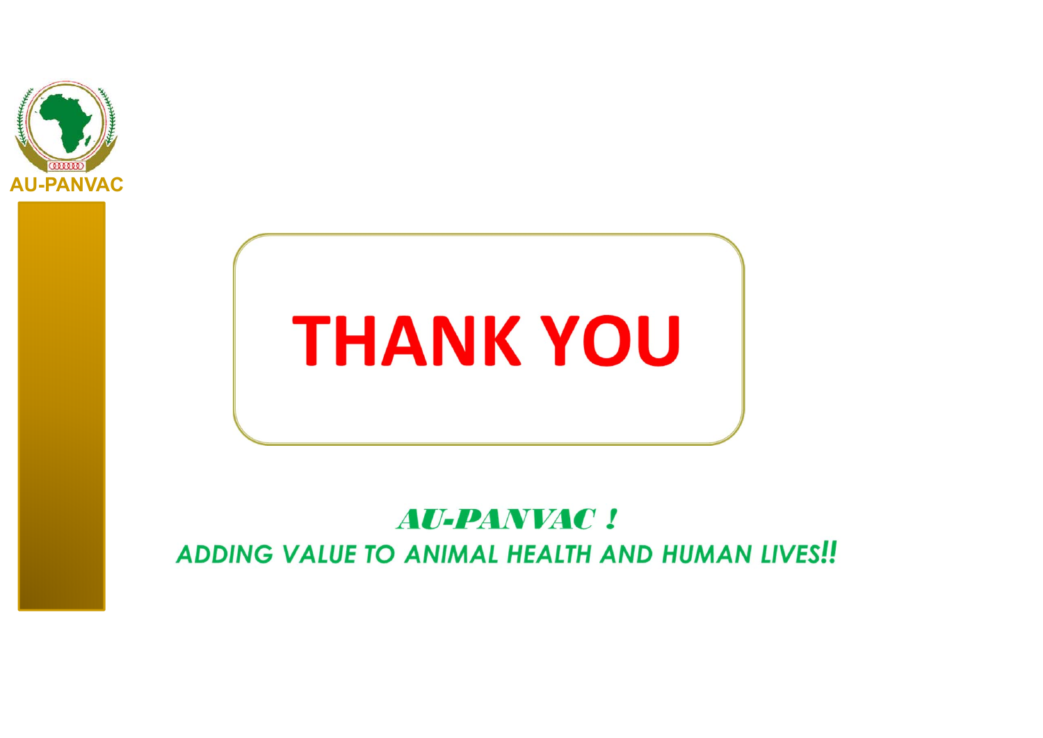AU-PANVAC

# THANK YOU

***AU-PANVAC !***

***ADDING VALUE TO ANIMAL HEALTH AND HUMAN LIVES!!***